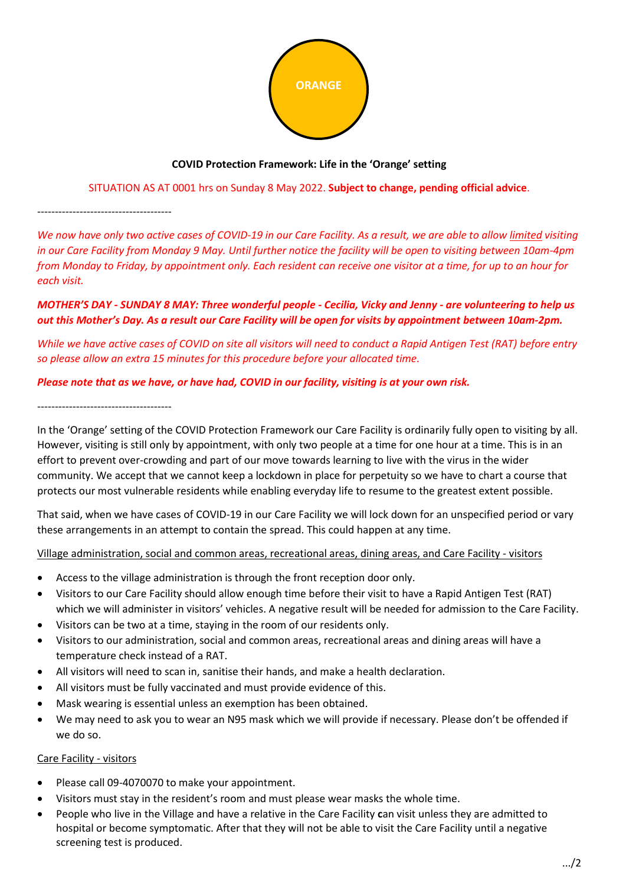ORANGE

**COVID Protection Framework: Life in the 'Orange' setting**

SITUATION AS AT 0001 hrs on Sunday 8 May 2022. **Subject to change, pending official advice**.

---

*We now have only two active cases of COVID-19 in our Care Facility. As a result, we are able to allow limited visiting in our Care Facility from Monday 9 May. Until further notice the facility will be open to visiting between 10am-4pm from Monday to Friday, by appointment only. Each resident can receive one visitor at a time, for up to an hour for each visit.*

***MOTHER'S DAY - SUNDAY 8 MAY: Three wonderful people - Cecilia, Vicky and Jenny - are volunteering to help us out this Mother's Day. As a result our Care Facility will be open for visits by appointment between 10am-2pm.***

*While we have active cases of COVID on site all visitors will need to conduct a Rapid Antigen Test (RAT) before entry so please allow an extra 15 minutes for this procedure before your allocated time.*

***Please note that as we have, or have had, COVID in our facility, visiting is at your own risk.***

---

In the 'Orange' setting of the COVID Protection Framework our Care Facility is ordinarily fully open to visiting by all. However, visiting is still only by appointment, with only two people at a time for one hour at a time. This is in an effort to prevent over-crowding and part of our move towards learning to live with the virus in the wider community. We accept that we cannot keep a lockdown in place for perpetuity so we have to chart a course that protects our most vulnerable residents while enabling everyday life to resume to the greatest extent possible.

That said, when we have cases of COVID-19 in our Care Facility we will lock down for an unspecified period or vary these arrangements in an attempt to contain the spread. This could happen at any time.

Village administration, social and common areas, recreational areas, dining areas, and Care Facility - visitors

- Access to the village administration is through the front reception door only.
- Visitors to our Care Facility should allow enough time before their visit to have a Rapid Antigen Test (RAT) which we will administer in visitors' vehicles. A negative result will be needed for admission to the Care Facility.
- Visitors can be two at a time, staying in the room of our residents only.
- Visitors to our administration, social and common areas, recreational areas and dining areas will have a temperature check instead of a RAT.
- All visitors will need to scan in, sanitise their hands, and make a health declaration.
- All visitors must be fully vaccinated and must provide evidence of this.
- Mask wearing is essential unless an exemption has been obtained.
- We may need to ask you to wear an N95 mask which we will provide if necessary. Please don't be offended if we do so.

Care Facility - visitors

- Please call 09-4070070 to make your appointment.
- Visitors must stay in the resident's room and must please wear masks the whole time.
- People who live in the Village and have a relative in the Care Facility **c**an visit unless they are admitted to hospital or become symptomatic. After that they will not be able to visit the Care Facility until a negative screening test is produced.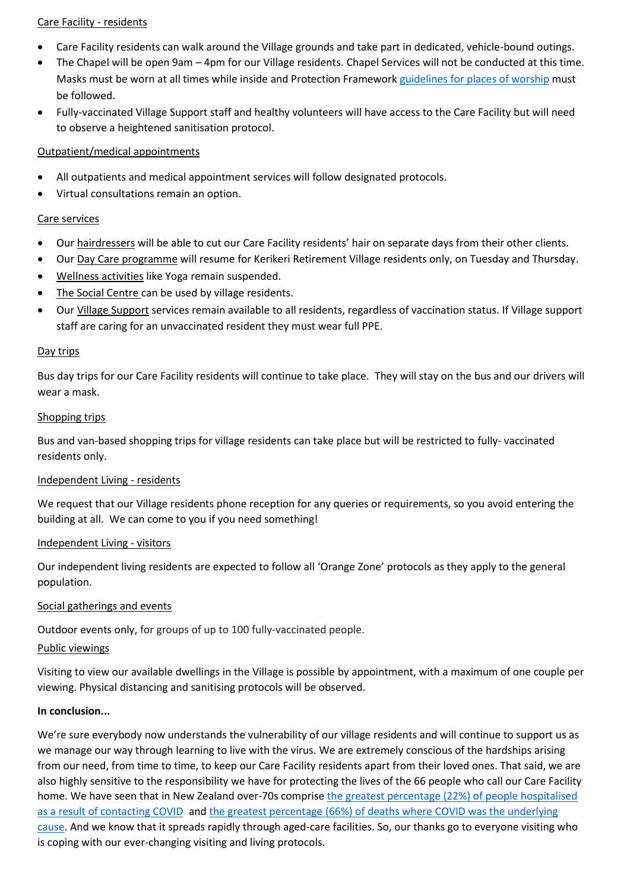Care Facility - residents

- Care Facility residents can walk around the Village grounds and take part in dedicated, vehicle-bound outings.
- The Chapel will be open 9am – 4pm for our Village residents. Chapel Services will not be conducted at this time. Masks must be worn at all times while inside and Protection Framework guidelines for places of worship must be followed.
- Fully-vaccinated Village Support staff and healthy volunteers will have access to the Care Facility but will need to observe a heightened sanitisation protocol.

Outpatient/medical appointments

- All outpatients and medical appointment services will follow designated protocols.
- Virtual consultations remain an option.

Care services

- Our hairdressers will be able to cut our Care Facility residents' hair on separate days from their other clients.
- Our Day Care programme will resume for Kerikeri Retirement Village residents only, on Tuesday and Thursday.
- Wellness activities like Yoga remain suspended.
- The Social Centre can be used by village residents.
- Our Village Support services remain available to all residents, regardless of vaccination status. If Village support staff are caring for an unvaccinated resident they must wear full PPE.

Day trips

Bus day trips for our Care Facility residents will continue to take place. They will stay on the bus and our drivers will wear a mask.

Shopping trips

Bus and van-based shopping trips for village residents can take place but will be restricted to fully- vaccinated residents only.

Independent Living - residents

We request that our Village residents phone reception for any queries or requirements, so you avoid entering the building at all. We can come to you if you need something!

Independent Living - visitors

Our independent living residents are expected to follow all 'Orange Zone' protocols as they apply to the general population.

Social gatherings and events

Outdoor events only, for groups of up to 100 fully-vaccinated people.

Public viewings

Visiting to view our available dwellings in the Village is possible by appointment, with a maximum of one couple per viewing. Physical distancing and sanitising protocols will be observed.

**In conclusion...**

We're sure everybody now understands the vulnerability of our village residents and will continue to support us as we manage our way through learning to live with the virus. We are extremely conscious of the hardships arising from our need, from time to time, to keep our Care Facility residents apart from their loved ones. That said, we are also highly sensitive to the responsibility we have for protecting the lives of the 66 people who call our Care Facility home. We have seen that in New Zealand over-70s comprise the greatest percentage (22%) of people hospitalised as a result of contacting COVID and the greatest percentage (66%) of deaths where COVID was the underlying cause. And we know that it spreads rapidly through aged-care facilities. So, our thanks go to everyone visiting who is coping with our ever-changing visiting and living protocols.